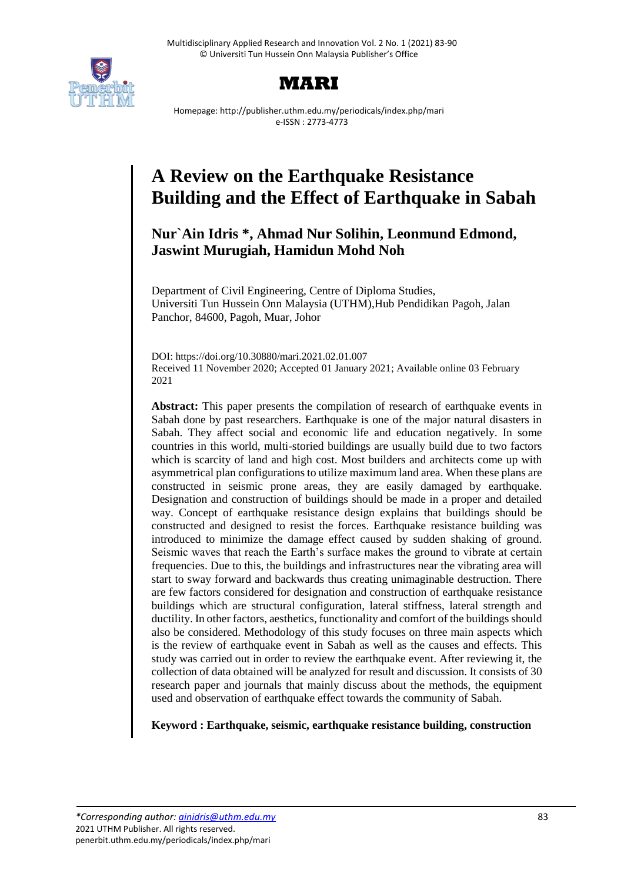# A Review on the Earthquake Resistance Building and the Effect of Earthquake in Sabah

**Nur`Ain Idris \*, Ahmad Nur Solihin, Leonmund Edmond, Jaswint Murugiah, Hamidun Mohd Noh**

Department of Civil Engineering, Centre of Diploma Studies, Universiti Tun Hussein Onn Malaysia (UTHM),Hub Pendidikan Pagoh, Jalan Panchor, 84600, Pagoh, Muar, Johor

DOI: https://doi.org/10.30880/mari.2021.02.01.007
Received 11 November 2020; Accepted 01 January 2021; Available online 03 February 2021

**Abstract:** This paper presents the compilation of research of earthquake events in Sabah done by past researchers. Earthquake is one of the major natural disasters in Sabah. They affect social and economic life and education negatively. In some countries in this world, multi-storied buildings are usually build due to two factors which is scarcity of land and high cost. Most builders and architects come up with asymmetrical plan configurations to utilize maximum land area. When these plans are constructed in seismic prone areas, they are easily damaged by earthquake. Designation and construction of buildings should be made in a proper and detailed way. Concept of earthquake resistance design explains that buildings should be constructed and designed to resist the forces. Earthquake resistance building was introduced to minimize the damage effect caused by sudden shaking of ground. Seismic waves that reach the Earth's surface makes the ground to vibrate at certain frequencies. Due to this, the buildings and infrastructures near the vibrating area will start to sway forward and backwards thus creating unimaginable destruction. There are few factors considered for designation and construction of earthquake resistance buildings which are structural configuration, lateral stiffness, lateral strength and ductility. In other factors, aesthetics, functionality and comfort of the buildings should also be considered. Methodology of this study focuses on three main aspects which is the review of earthquake event in Sabah as well as the causes and effects. This study was carried out in order to review the earthquake event. After reviewing it, the collection of data obtained will be analyzed for result and discussion. It consists of 30 research paper and journals that mainly discuss about the methods, the equipment used and observation of earthquake effect towards the community of Sabah.

**Keyword : Earthquake, seismic, earthquake resistance building, construction**

*\*Corresponding author: ainidris@uthm.edu.my*
2021 UTHM Publisher. All rights reserved.
penerbit.uthm.edu.my/periodicals/index.php/mari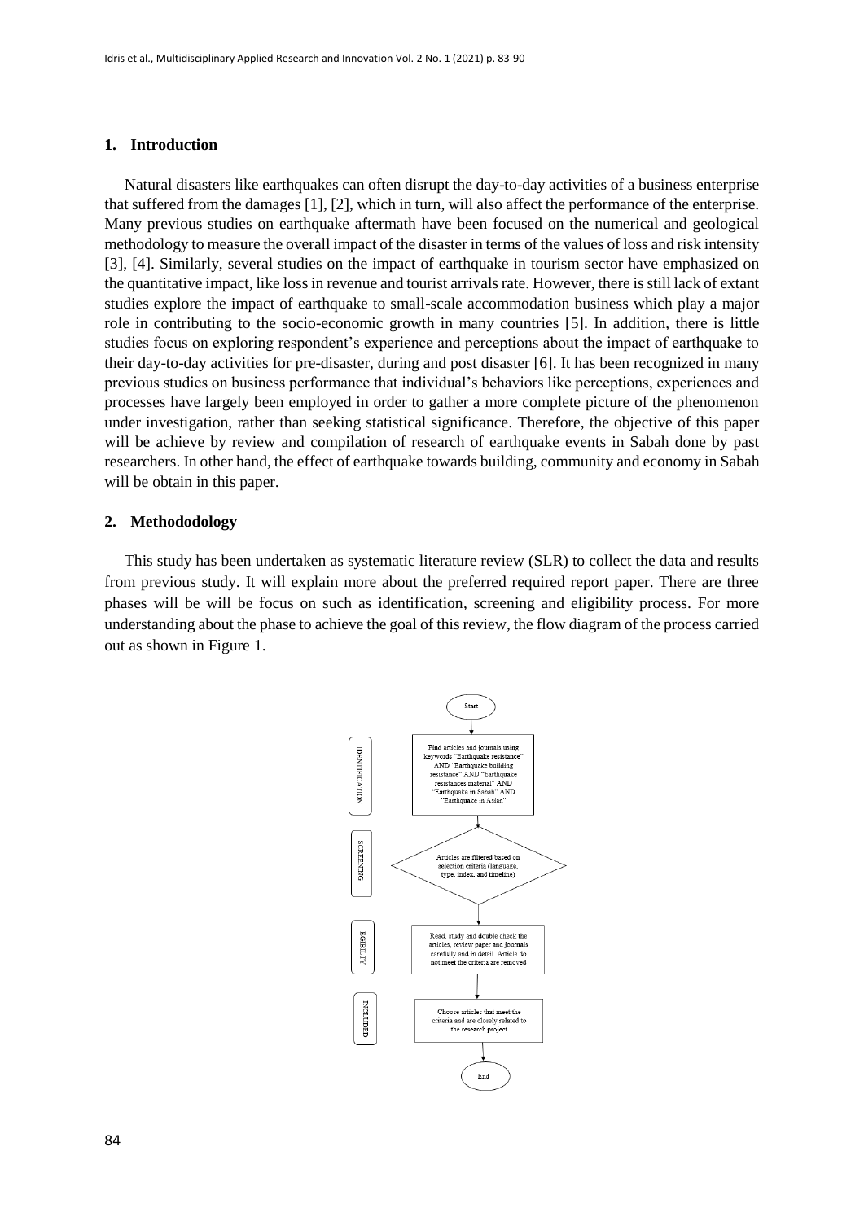## 1. Introduction

Natural disasters like earthquakes can often disrupt the day-to-day activities of a business enterprise that suffered from the damages [1], [2], which in turn, will also affect the performance of the enterprise. Many previous studies on earthquake aftermath have been focused on the numerical and geological methodology to measure the overall impact of the disaster in terms of the values of loss and risk intensity [3], [4]. Similarly, several studies on the impact of earthquake in tourism sector have emphasized on the quantitative impact, like loss in revenue and tourist arrivals rate. However, there is still lack of extant studies explore the impact of earthquake to small-scale accommodation business which play a major role in contributing to the socio-economic growth in many countries [5]. In addition, there is little studies focus on exploring respondent's experience and perceptions about the impact of earthquake to their day-to-day activities for pre-disaster, during and post disaster [6]. It has been recognized in many previous studies on business performance that individual's behaviors like perceptions, experiences and processes have largely been employed in order to gather a more complete picture of the phenomenon under investigation, rather than seeking statistical significance. Therefore, the objective of this paper will be achieve by review and compilation of research of earthquake events in Sabah done by past researchers. In other hand, the effect of earthquake towards building, community and economy in Sabah will be obtain in this paper.

## 2. Methododology

This study has been undertaken as systematic literature review (SLR) to collect the data and results from previous study. It will explain more about the preferred required report paper. There are three phases will be will be focus on such as identification, screening and eligibility process. For more understanding about the phase to achieve the goal of this review, the flow diagram of the process carried out as shown in Figure 1.

Start

IDENTIFICATION: Find articles and journals using keywords "Earthquake resistance" AND "Earthquake building resistance" AND "Earthquake resistances material" AND "Earthquake in Sabah" AND "Earthquake in Asian"

SCREENING: Articles are filtered based on selection criteria (language, type, index, and timeline)

EGIBILITY: Read, study and double check the articles, review paper and journals carefully and in detail. Article do not meet the criteria are removed

INCLUDED: Choose articles that meet the criteria and are closely related to the research project

End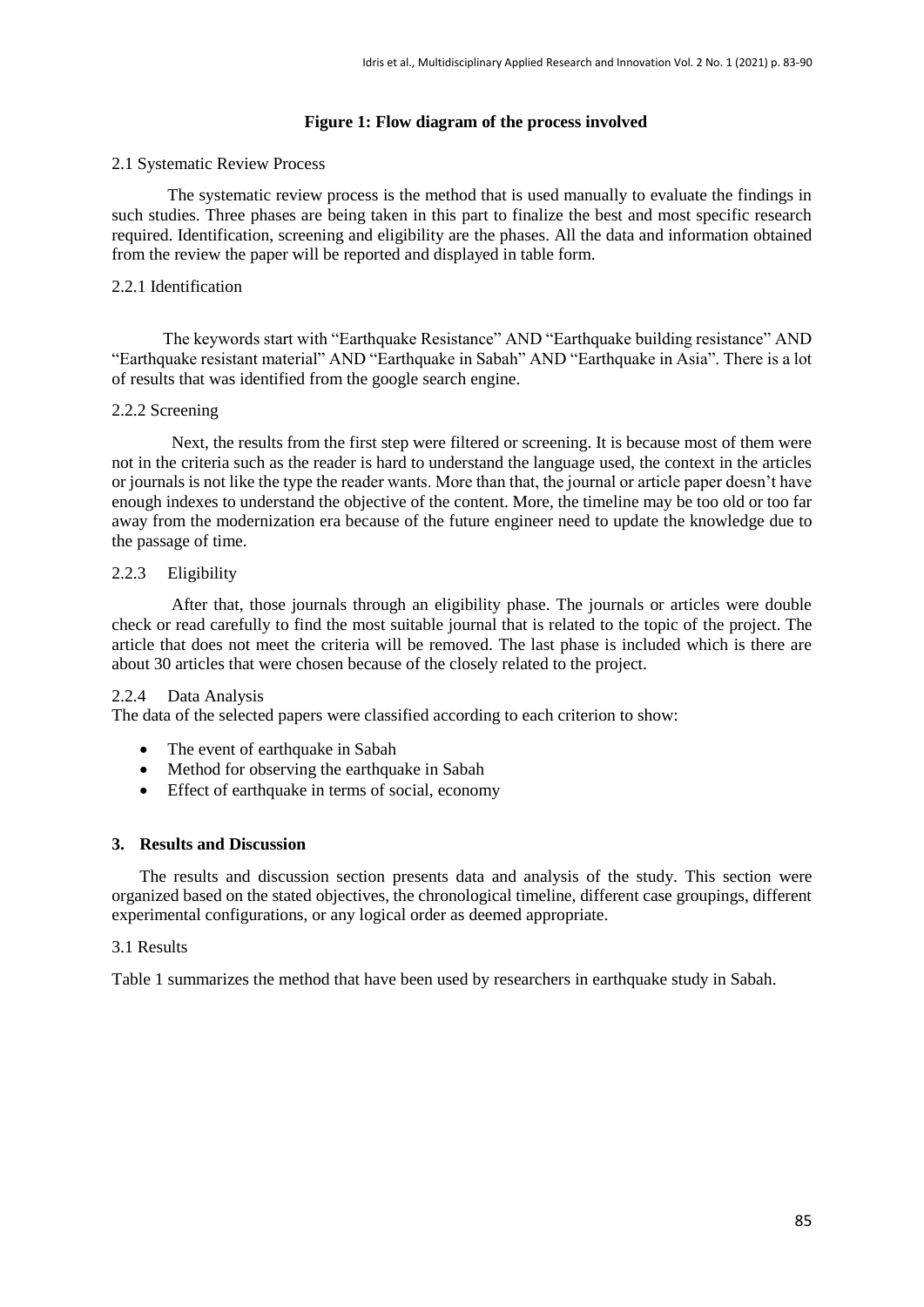**Figure 1: Flow diagram of the process involved**

### 2.1 Systematic Review Process

The systematic review process is the method that is used manually to evaluate the findings in such studies. Three phases are being taken in this part to finalize the best and most specific research required. Identification, screening and eligibility are the phases. All the data and information obtained from the review the paper will be reported and displayed in table form.

#### 2.2.1 Identification

The keywords start with "Earthquake Resistance" AND "Earthquake building resistance" AND "Earthquake resistant material" AND "Earthquake in Sabah" AND "Earthquake in Asia". There is a lot of results that was identified from the google search engine.

#### 2.2.2 Screening

Next, the results from the first step were filtered or screening. It is because most of them were not in the criteria such as the reader is hard to understand the language used, the context in the articles or journals is not like the type the reader wants. More than that, the journal or article paper doesn't have enough indexes to understand the objective of the content. More, the timeline may be too old or too far away from the modernization era because of the future engineer need to update the knowledge due to the passage of time.

#### 2.2.3 Eligibility

After that, those journals through an eligibility phase. The journals or articles were double check or read carefully to find the most suitable journal that is related to the topic of the project. The article that does not meet the criteria will be removed. The last phase is included which is there are about 30 articles that were chosen because of the closely related to the project.

#### 2.2.4 Data Analysis

The data of the selected papers were classified according to each criterion to show:

- The event of earthquake in Sabah
- Method for observing the earthquake in Sabah
- Effect of earthquake in terms of social, economy

## 3. Results and Discussion

The results and discussion section presents data and analysis of the study. This section were organized based on the stated objectives, the chronological timeline, different case groupings, different experimental configurations, or any logical order as deemed appropriate.

### 3.1 Results

Table 1 summarizes the method that have been used by researchers in earthquake study in Sabah.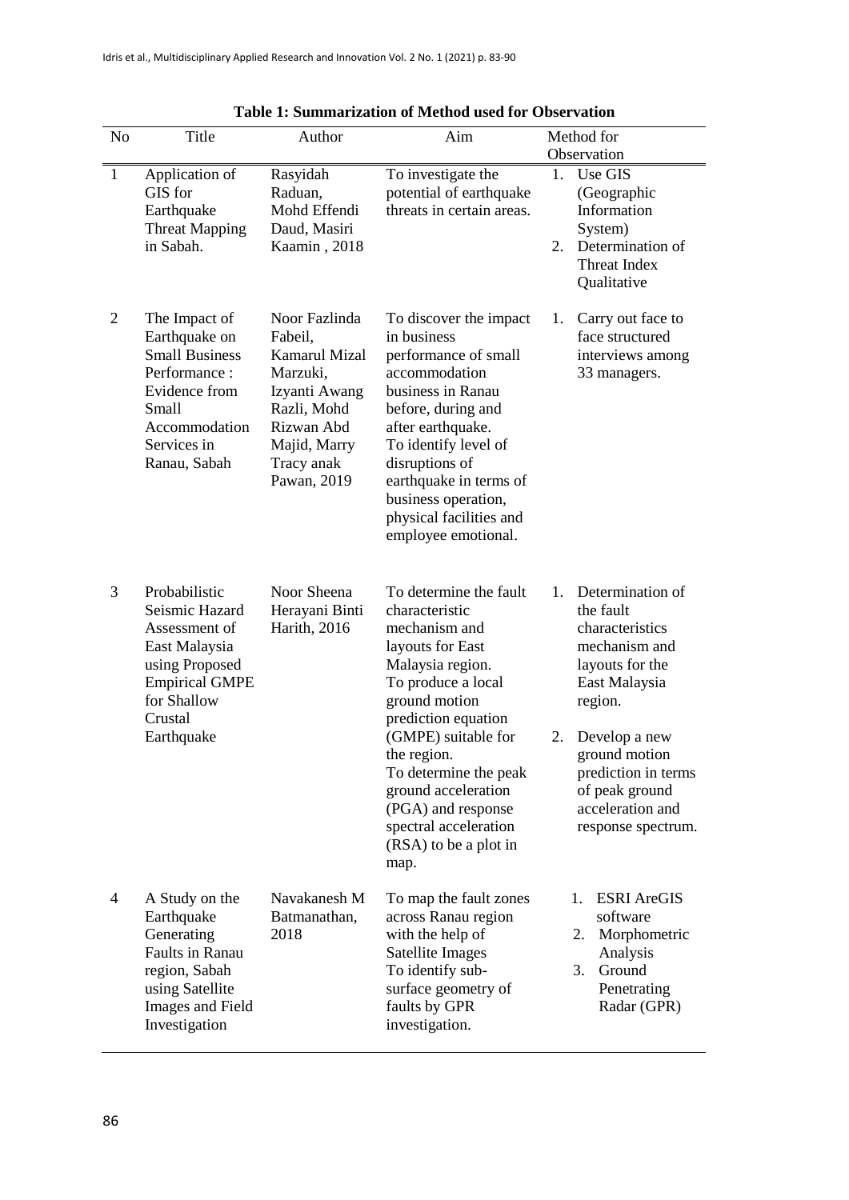**Table 1: Summarization of Method used for Observation**

| No | Title | Author | Aim | Method for Observation |
|---|---|---|---|---|
| 1 | Application of GIS for Earthquake Threat Mapping in Sabah. | Rasyidah Raduan, Mohd Effendi Daud, Masiri Kaamin , 2018 | To investigate the potential of earthquake threats in certain areas. | 1. Use GIS (Geographic Information System)<br>2. Determination of Threat Index Qualitative |
| 2 | The Impact of Earthquake on Small Business Performance : Evidence from Small Accommodation Services in Ranau, Sabah | Noor Fazlinda Fabeil, Kamarul Mizal Marzuki, Izyanti Awang Razli, Mohd Rizwan Abd Majid, Marry Tracy anak Pawan, 2019 | To discover the impact in business performance of small accommodation business in Ranau before, during and after earthquake.<br>To identify level of disruptions of earthquake in terms of business operation, physical facilities and employee emotional. | 1. Carry out face to face structured interviews among 33 managers. |
| 3 | Probabilistic Seismic Hazard Assessment of East Malaysia using Proposed Empirical GMPE for Shallow Crustal Earthquake | Noor Sheena Herayani Binti Harith, 2016 | To determine the fault characteristic mechanism and layouts for East Malaysia region.<br>To produce a local ground motion prediction equation (GMPE) suitable for the region.<br>To determine the peak ground acceleration (PGA) and response spectral acceleration (RSA) to be a plot in map. | 1. Determination of the fault characteristics mechanism and layouts for the East Malaysia region.<br>2. Develop a new ground motion prediction in terms of peak ground acceleration and response spectrum. |
| 4 | A Study on the Earthquake Generating Faults in Ranau region, Sabah using Satellite Images and Field Investigation | Navakanesh M Batmanathan, 2018 | To map the fault zones across Ranau region with the help of Satellite Images<br>To identify sub-surface geometry of faults by GPR investigation. | 1. ESRI AreGIS software<br>2. Morphometric Analysis<br>3. Ground Penetrating Radar (GPR) |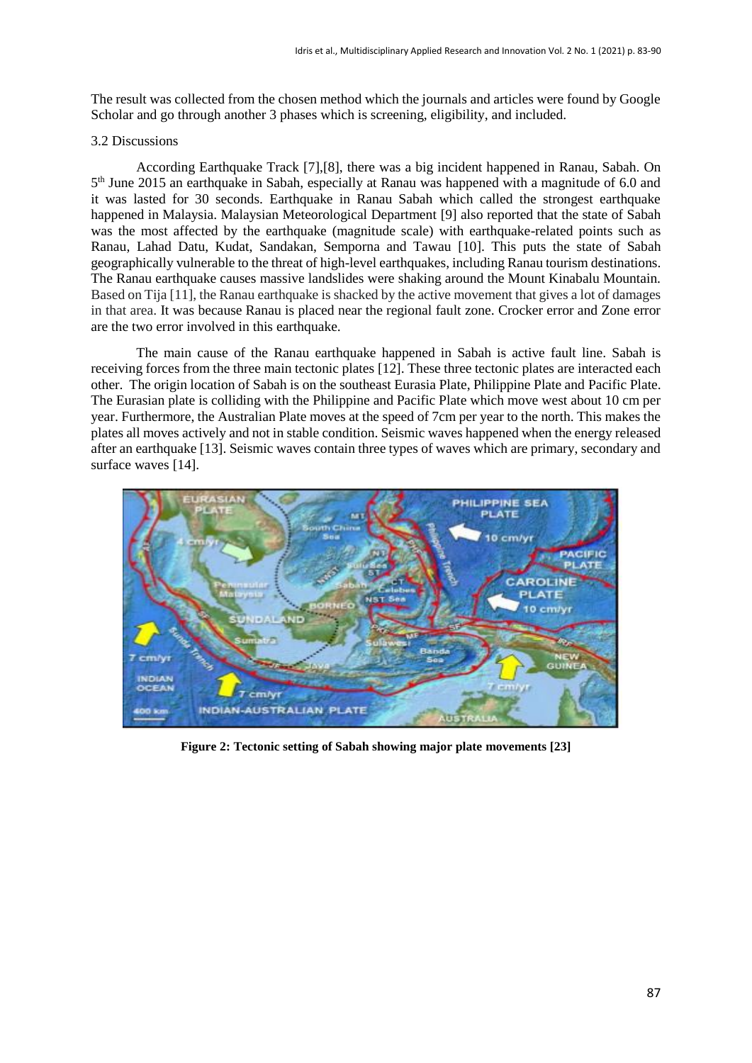The result was collected from the chosen method which the journals and articles were found by Google Scholar and go through another 3 phases which is screening, eligibility, and included.

### 3.2 Discussions

According Earthquake Track [7],[8], there was a big incident happened in Ranau, Sabah. On 5th June 2015 an earthquake in Sabah, especially at Ranau was happened with a magnitude of 6.0 and it was lasted for 30 seconds. Earthquake in Ranau Sabah which called the strongest earthquake happened in Malaysia. Malaysian Meteorological Department [9] also reported that the state of Sabah was the most affected by the earthquake (magnitude scale) with earthquake-related points such as Ranau, Lahad Datu, Kudat, Sandakan, Semporna and Tawau [10]. This puts the state of Sabah geographically vulnerable to the threat of high-level earthquakes, including Ranau tourism destinations. The Ranau earthquake causes massive landslides were shaking around the Mount Kinabalu Mountain. Based on Tija [11], the Ranau earthquake is shacked by the active movement that gives a lot of damages in that area. It was because Ranau is placed near the regional fault zone. Crocker error and Zone error are the two error involved in this earthquake.

The main cause of the Ranau earthquake happened in Sabah is active fault line. Sabah is receiving forces from the three main tectonic plates [12]. These three tectonic plates are interacted each other. The origin location of Sabah is on the southeast Eurasia Plate, Philippine Plate and Pacific Plate. The Eurasian plate is colliding with the Philippine and Pacific Plate which move west about 10 cm per year. Furthermore, the Australian Plate moves at the speed of 7cm per year to the north. This makes the plates all moves actively and not in stable condition. Seismic waves happened when the energy released after an earthquake [13]. Seismic waves contain three types of waves which are primary, secondary and surface waves [14].

**Figure 2: Tectonic setting of Sabah showing major plate movements [23]**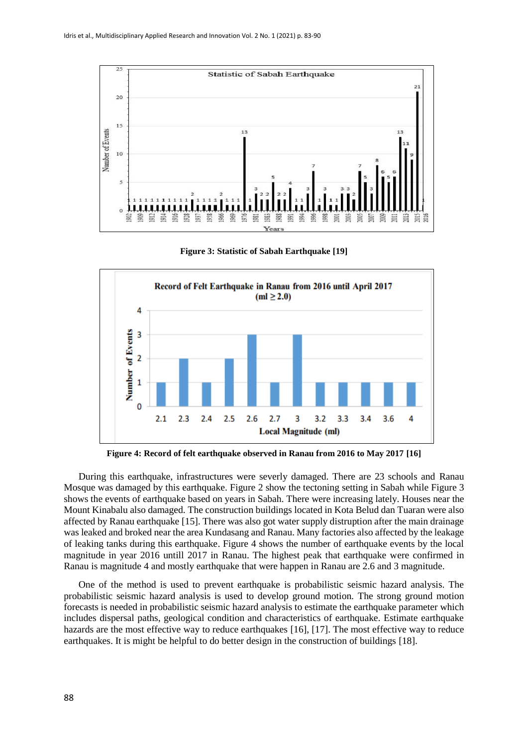Figure 3: Statistic of Sabah Earthquake [19]

Figure 4: Record of felt earthquake observed in Ranau from 2016 to May 2017 [16]

During this earthquake, infrastructures were severly damaged. There are 23 schools and Ranau Mosque was damaged by this earthquake. Figure 2 show the tectoning setting in Sabah while Figure 3 shows the events of earthquake based on years in Sabah. There were increasing lately. Houses near the Mount Kinabalu also damaged. The construction buildings located in Kota Belud dan Tuaran were also affected by Ranau earthquake [15]. There was also got water supply distruption after the main drainage was leaked and broked near the area Kundasang and Ranau. Many factories also affected by the leakage of leaking tanks during this earthquake. Figure 4 shows the number of earthquake events by the local magnitude in year 2016 untill 2017 in Ranau. The highest peak that earthquake were confirmed in Ranau is magnitude 4 and mostly earthquake that were happen in Ranau are 2.6 and 3 magnitude.

One of the method is used to prevent earthquake is probabilistic seismic hazard analysis. The probabilistic seismic hazard analysis is used to develop ground motion. The strong ground motion forecasts is needed in probabilistic seismic hazard analysis to estimate the earthquake parameter which includes dispersal paths, geological condition and characteristics of earthquake. Estimate earthquake hazards are the most effective way to reduce earthquakes [16], [17]. The most effective way to reduce earthquakes. It is might be helpful to do better design in the construction of buildings [18].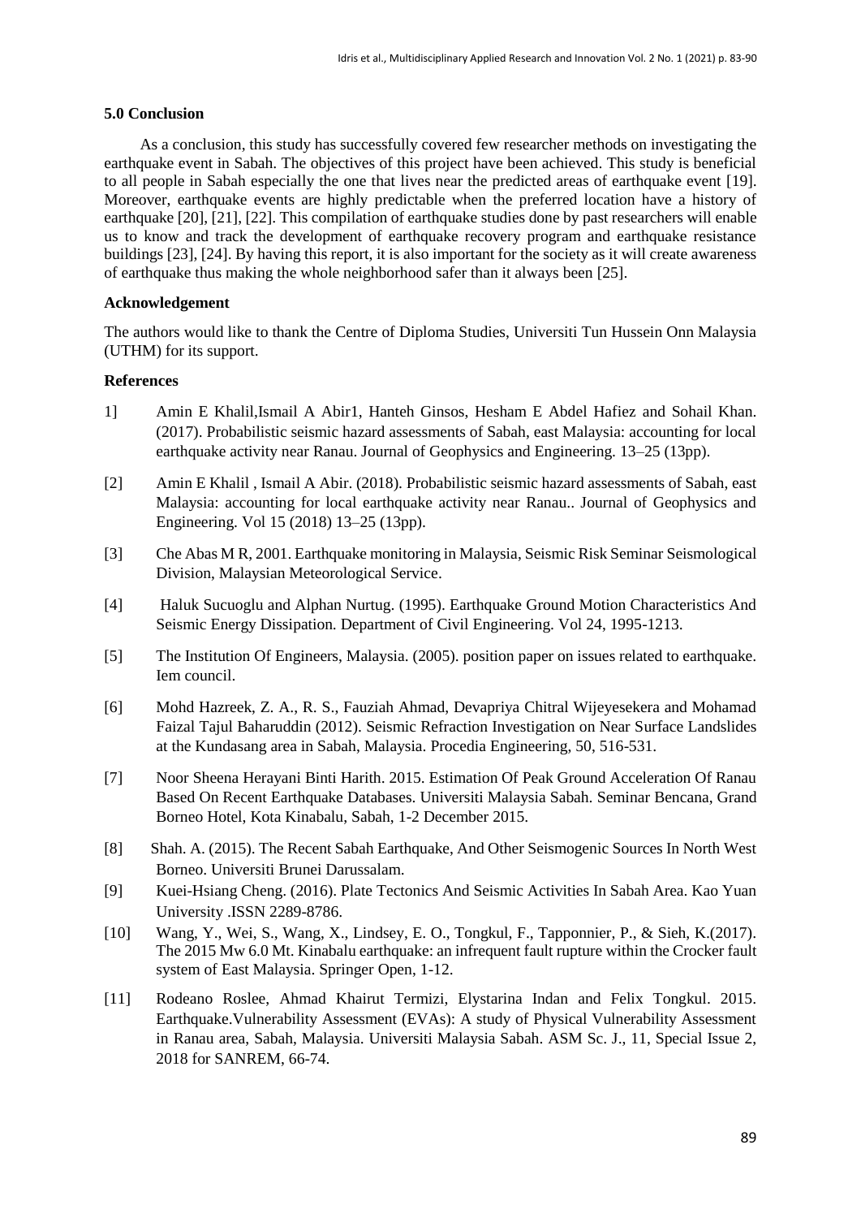### 5.0 Conclusion

As a conclusion, this study has successfully covered few researcher methods on investigating the earthquake event in Sabah. The objectives of this project have been achieved. This study is beneficial to all people in Sabah especially the one that lives near the predicted areas of earthquake event [19]. Moreover, earthquake events are highly predictable when the preferred location have a history of earthquake [20], [21], [22]. This compilation of earthquake studies done by past researchers will enable us to know and track the development of earthquake recovery program and earthquake resistance buildings [23], [24]. By having this report, it is also important for the society as it will create awareness of earthquake thus making the whole neighborhood safer than it always been [25].

### Acknowledgement

The authors would like to thank the Centre of Diploma Studies, Universiti Tun Hussein Onn Malaysia (UTHM) for its support.

### References

1] Amin E Khalil,Ismail A Abir1, Hanteh Ginsos, Hesham E Abdel Hafiez and Sohail Khan. (2017). Probabilistic seismic hazard assessments of Sabah, east Malaysia: accounting for local earthquake activity near Ranau. Journal of Geophysics and Engineering. 13–25 (13pp).

[2] Amin E Khalil , Ismail A Abir. (2018). Probabilistic seismic hazard assessments of Sabah, east Malaysia: accounting for local earthquake activity near Ranau.. Journal of Geophysics and Engineering. Vol 15 (2018) 13–25 (13pp).

[3] Che Abas M R, 2001. Earthquake monitoring in Malaysia, Seismic Risk Seminar Seismological Division, Malaysian Meteorological Service.

[4] Haluk Sucuoglu and Alphan Nurtug. (1995). Earthquake Ground Motion Characteristics And Seismic Energy Dissipation. Department of Civil Engineering. Vol 24, 1995-1213.

[5] The Institution Of Engineers, Malaysia. (2005). position paper on issues related to earthquake. Iem council.

[6] Mohd Hazreek, Z. A., R. S., Fauziah Ahmad, Devapriya Chitral Wijeyesekera and Mohamad Faizal Tajul Baharuddin (2012). Seismic Refraction Investigation on Near Surface Landslides at the Kundasang area in Sabah, Malaysia. Procedia Engineering, 50, 516-531.

[7] Noor Sheena Herayani Binti Harith. 2015. Estimation Of Peak Ground Acceleration Of Ranau Based On Recent Earthquake Databases. Universiti Malaysia Sabah. Seminar Bencana, Grand Borneo Hotel, Kota Kinabalu, Sabah, 1-2 December 2015.

[8] Shah. A. (2015). The Recent Sabah Earthquake, And Other Seismogenic Sources In North West Borneo. Universiti Brunei Darussalam.

[9] Kuei-Hsiang Cheng. (2016). Plate Tectonics And Seismic Activities In Sabah Area. Kao Yuan University .ISSN 2289-8786.

[10] Wang, Y., Wei, S., Wang, X., Lindsey, E. O., Tongkul, F., Tapponnier, P., & Sieh, K.(2017). The 2015 Mw 6.0 Mt. Kinabalu earthquake: an infrequent fault rupture within the Crocker fault system of East Malaysia. Springer Open, 1-12.

[11] Rodeano Roslee, Ahmad Khairut Termizi, Elystarina Indan and Felix Tongkul. 2015. Earthquake.Vulnerability Assessment (EVAs): A study of Physical Vulnerability Assessment in Ranau area, Sabah, Malaysia. Universiti Malaysia Sabah. ASM Sc. J., 11, Special Issue 2, 2018 for SANREM, 66-74.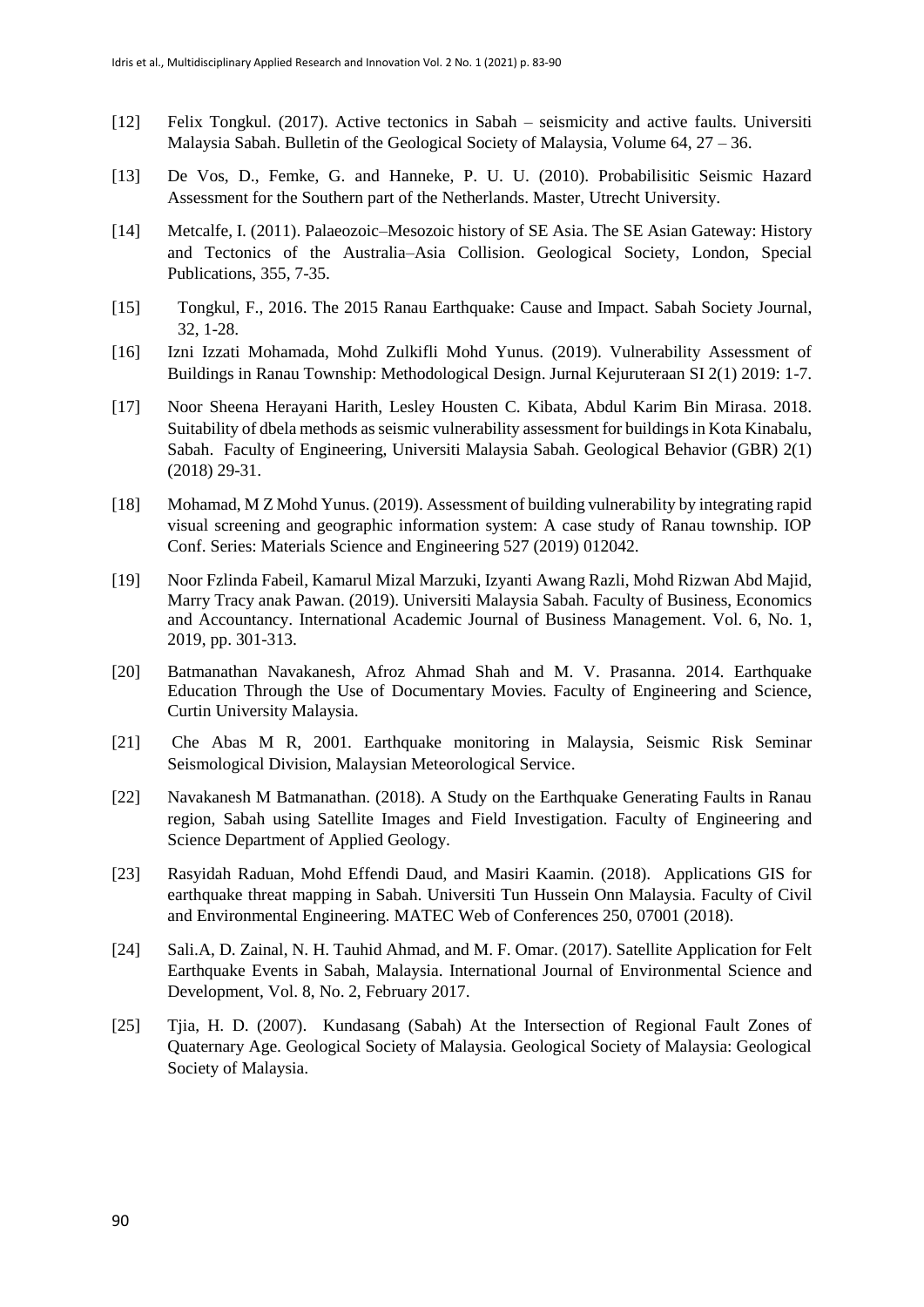[12] Felix Tongkul. (2017). Active tectonics in Sabah – seismicity and active faults. Universiti Malaysia Sabah. Bulletin of the Geological Society of Malaysia, Volume 64, 27 – 36.

[13] De Vos, D., Femke, G. and Hanneke, P. U. U. (2010). Probabilisitic Seismic Hazard Assessment for the Southern part of the Netherlands. Master, Utrecht University.

[14] Metcalfe, I. (2011). Palaeozoic–Mesozoic history of SE Asia. The SE Asian Gateway: History and Tectonics of the Australia–Asia Collision. Geological Society, London, Special Publications, 355, 7-35.

[15] Tongkul, F., 2016. The 2015 Ranau Earthquake: Cause and Impact. Sabah Society Journal, 32, 1-28.

[16] Izni Izzati Mohamada, Mohd Zulkifli Mohd Yunus. (2019). Vulnerability Assessment of Buildings in Ranau Township: Methodological Design. Jurnal Kejuruteraan SI 2(1) 2019: 1-7.

[17] Noor Sheena Herayani Harith, Lesley Housten C. Kibata, Abdul Karim Bin Mirasa. 2018. Suitability of dbela methods as seismic vulnerability assessment for buildings in Kota Kinabalu, Sabah. Faculty of Engineering, Universiti Malaysia Sabah. Geological Behavior (GBR) 2(1) (2018) 29-31.

[18] Mohamad, M Z Mohd Yunus. (2019). Assessment of building vulnerability by integrating rapid visual screening and geographic information system: A case study of Ranau township. IOP Conf. Series: Materials Science and Engineering 527 (2019) 012042.

[19] Noor Fzlinda Fabeil, Kamarul Mizal Marzuki, Izyanti Awang Razli, Mohd Rizwan Abd Majid, Marry Tracy anak Pawan. (2019). Universiti Malaysia Sabah. Faculty of Business, Economics and Accountancy. International Academic Journal of Business Management. Vol. 6, No. 1, 2019, pp. 301-313.

[20] Batmanathan Navakanesh, Afroz Ahmad Shah and M. V. Prasanna. 2014. Earthquake Education Through the Use of Documentary Movies. Faculty of Engineering and Science, Curtin University Malaysia.

[21] Che Abas M R, 2001. Earthquake monitoring in Malaysia, Seismic Risk Seminar Seismological Division, Malaysian Meteorological Service.

[22] Navakanesh M Batmanathan. (2018). A Study on the Earthquake Generating Faults in Ranau region, Sabah using Satellite Images and Field Investigation. Faculty of Engineering and Science Department of Applied Geology.

[23] Rasyidah Raduan, Mohd Effendi Daud, and Masiri Kaamin. (2018). Applications GIS for earthquake threat mapping in Sabah. Universiti Tun Hussein Onn Malaysia. Faculty of Civil and Environmental Engineering. MATEC Web of Conferences 250, 07001 (2018).

[24] Sali.A, D. Zainal, N. H. Tauhid Ahmad, and M. F. Omar. (2017). Satellite Application for Felt Earthquake Events in Sabah, Malaysia. International Journal of Environmental Science and Development, Vol. 8, No. 2, February 2017.

[25] Tjia, H. D. (2007). Kundasang (Sabah) At the Intersection of Regional Fault Zones of Quaternary Age. Geological Society of Malaysia. Geological Society of Malaysia: Geological Society of Malaysia.